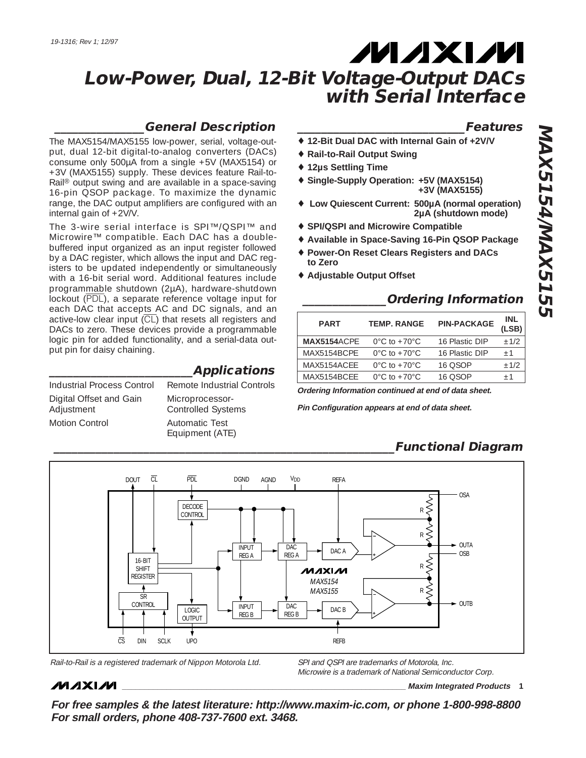# Low-Power, Dual, 12-Bit Voltage-Output DACs with Serial Interface

## General Description

The MAX5154/MAX5155 low-power, serial, voltage-output, dual 12-bit digital-to-analog converters (DACs) consume only 500µA from a single +5V (MAX5154) or +3V (MAX5155) supply. These devices feature Rail-to-Rail® output swing and are available in a space-saving 16-pin QSOP package. To maximize the dynamic range, the DAC output amplifiers are configured with an internal gain of +2V/V.

The 3-wire serial interface is SPI™/QSPI™ and Microwire™ compatible. Each DAC has a double-buffered input organized as an input register followed by a DAC register, which allows the input and DAC registers to be updated independently or simultaneously with a 16-bit serial word. Additional features include programmable shutdown (2µA), hardware-shutdown lockout (PDL), a separate reference voltage input for each DAC that accepts AC and DC signals, and an active-low clear input (CL) that resets all registers and DACs to zero. These devices provide a programmable logic pin for added functionality, and a serial-data output pin for daisy chaining.

## Applications

- Industrial Process Control
- Digital Offset and Gain Adjustment
- Motion Control
- Remote Industrial Controls
- Microprocessor-Controlled Systems
- Automatic Test Equipment (ATE)

## Features

- ♦ 12-Bit Dual DAC with Internal Gain of +2V/V
- ♦ Rail-to-Rail Output Swing
- ♦ 12µs Settling Time
- ♦ Single-Supply Operation: +5V (MAX5154) +3V (MAX5155)
- ♦ Low Quiescent Current: 500µA (normal operation) 2µA (shutdown mode)
- ♦ SPI/QSPI and Microwire Compatible
- ♦ Available in Space-Saving 16-Pin QSOP Package
- ♦ Power-On Reset Clears Registers and DACs to Zero
- ♦ Adjustable Output Offset

## Ordering Information

| PART | TEMP. RANGE | PIN-PACKAGE | INL (LSB) |
|---|---|---|---|
| **MAX5154**ACPE | 0°C to +70°C | 16 Plastic DIP | ±1/2 |
| MAX5154BCPE | 0°C to +70°C | 16 Plastic DIP | ±1 |
| MAX5154ACEE | 0°C to +70°C | 16 QSOP | ±1/2 |
| MAX5154BCEE | 0°C to +70°C | 16 QSOP | ±1 |

***Ordering Information continued at end of data sheet.***

***Pin Configuration appears at end of data sheet.***

## Functional Diagram

*Rail-to-Rail is a registered trademark of Nippon Motorola Ltd.*

*SPI and QSPI are trademarks of Motorola, Inc.*
*Microwire is a trademark of National Semiconductor Corp.*

**For free samples & the latest literature: http://www.maxim-ic.com, or phone 1-800-998-8800**
**For small orders, phone 408-737-7600 ext. 3468.**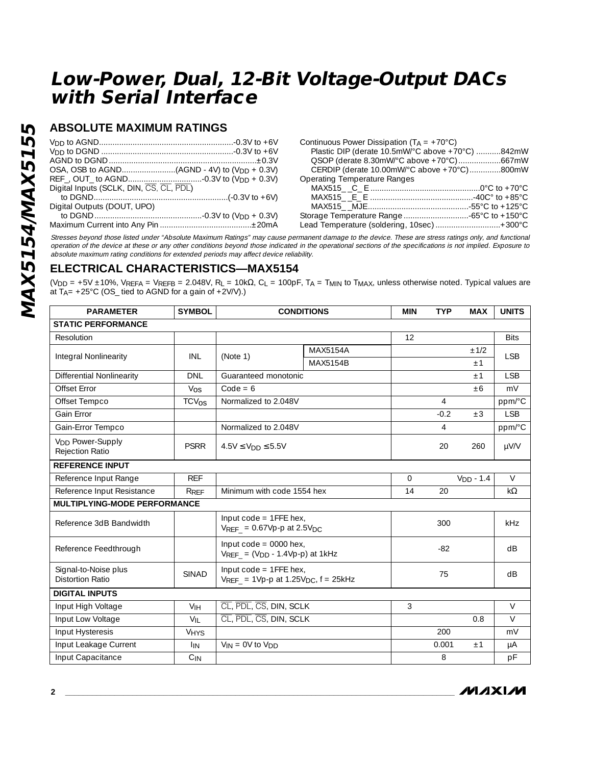# Low-Power, Dual, 12-Bit Voltage-Output DACs with Serial Interface

## ABSOLUTE MAXIMUM RATINGS

$V_{DD}$ to AGND...........................................................-0.3V to +6V
$V_{DD}$ to DGND ..........................................................-0.3V to +6V
AGND to DGND.................................................................±0.3V
OSA, OSB to AGND........................(AGND - 4V) to ($V_{DD}$ + 0.3V)
REF_, OUT_ to AGND.................................-0.3V to ($V_{DD}$ + 0.3V)
Digital Inputs (SCLK, DIN, $\overline{CS}$, $\overline{CL}$, $\overline{PDL}$)
to DGND...........................................................(-0.3V to +6V)
Digital Outputs (DOUT, UPO)
to DGND................................................-0.3V to ($V_{DD}$ + 0.3V)
Maximum Current into Any Pin .........................................±20mA

Continuous Power Dissipation ($T_A$ = +70°C)
Plastic DIP (derate 10.5mW/°C above +70°C) ...........842mW
QSOP (derate 8.30mW/°C above +70°C)...................667mW
CERDIP (derate 10.00mW/°C above +70°C)..............800mW
Operating Temperature Ranges
MAX515_ _C_ E ................................................0°C to +70°C
MAX515_ _E_ E ..............................................-40C° to +85°C
MAX515_ _MJE.............................................-55°C to +125°C
Storage Temperature Range .............................-65°C to +150°C
Lead Temperature (soldering, 10sec) .............................+300°C

*Stresses beyond those listed under "Absolute Maximum Ratings" may cause permanent damage to the device. These are stress ratings only, and functional operation of the device at these or any other conditions beyond those indicated in the operational sections of the specifications is not implied. Exposure to absolute maximum rating conditions for extended periods may affect device reliability.*

## ELECTRICAL CHARACTERISTICS—MAX5154

($V_{DD}$ = +5V ±10%, $V_{REFA}$ = $V_{REFB}$ = 2.048V, $R_L$ = 10kΩ, $C_L$ = 100pF, $T_A$ = $T_{MIN}$ to $T_{MAX}$, unless otherwise noted. Typical values are at $T_A$= +25°C (OS_ tied to AGND for a gain of +2V/V).)

| PARAMETER | SYMBOL | CONDITIONS | | MIN | TYP | MAX | UNITS |
|---|---|---|---|---|---|---|---|
| **STATIC PERFORMANCE** | | | | | | | |
| Resolution | | | | 12 | | | Bits |
| Integral Nonlinearity | INL | (Note 1) | MAX5154A | | | ±1/2 | LSB |
| | | | MAX5154B | | | ±1 | |
| Differential Nonlinearity | DNL | Guaranteed monotonic | | | | ±1 | LSB |
| Offset Error | $V_{OS}$ | Code = 6 | | | | ±6 | mV |
| Offset Tempco | $TCV_{OS}$ | Normalized to 2.048V | | | 4 | | ppm/°C |
| Gain Error | | | | | -0.2 | ±3 | LSB |
| Gain-Error Tempco | | Normalized to 2.048V | | | 4 | | ppm/°C |
| $V_{DD}$ Power-Supply Rejection Ratio | PSRR | 4.5V ≤ $V_{DD}$ ≤ 5.5V | | | 20 | 260 | µV/V |
| **REFERENCE INPUT** | | | | | | | |
| Reference Input Range | REF | | | 0 | | $V_{DD}$ - 1.4 | V |
| Reference Input Resistance | $R_{REF}$ | Minimum with code 1554 hex | | 14 | 20 | | kΩ |
| **MULTIPLYING-MODE PERFORMANCE** | | | | | | | |
| Reference 3dB Bandwidth | | Input code = 1FFE hex, $V_{REF\_}$ = 0.67Vp-p at $2.5V_{DC}$ | | | 300 | | kHz |
| Reference Feedthrough | | Input code = 0000 hex, $V_{REF\_}$ = ($V_{DD}$ - 1.4Vp-p) at 1kHz | | | -82 | | dB |
| Signal-to-Noise plus Distortion Ratio | SINAD | Input code = 1FFE hex, $V_{REF\_}$ = 1Vp-p at $1.25V_{DC}$, f = 25kHz | | | 75 | | dB |
| **DIGITAL INPUTS** | | | | | | | |
| Input High Voltage | $V_{IH}$ | $\overline{CL}$, $\overline{PDL}$, $\overline{CS}$, DIN, SCLK | | 3 | | | V |
| Input Low Voltage | $V_{IL}$ | $\overline{CL}$, $\overline{PDL}$, $\overline{CS}$, DIN, SCLK | | | | 0.8 | V |
| Input Hysteresis | $V_{HYS}$ | | | | 200 | | mV |
| Input Leakage Current | $I_{IN}$ | $V_{IN}$ = 0V to $V_{DD}$ | | | 0.001 | ±1 | µA |
| Input Capacitance | $C_{IN}$ | | | | 8 | | pF |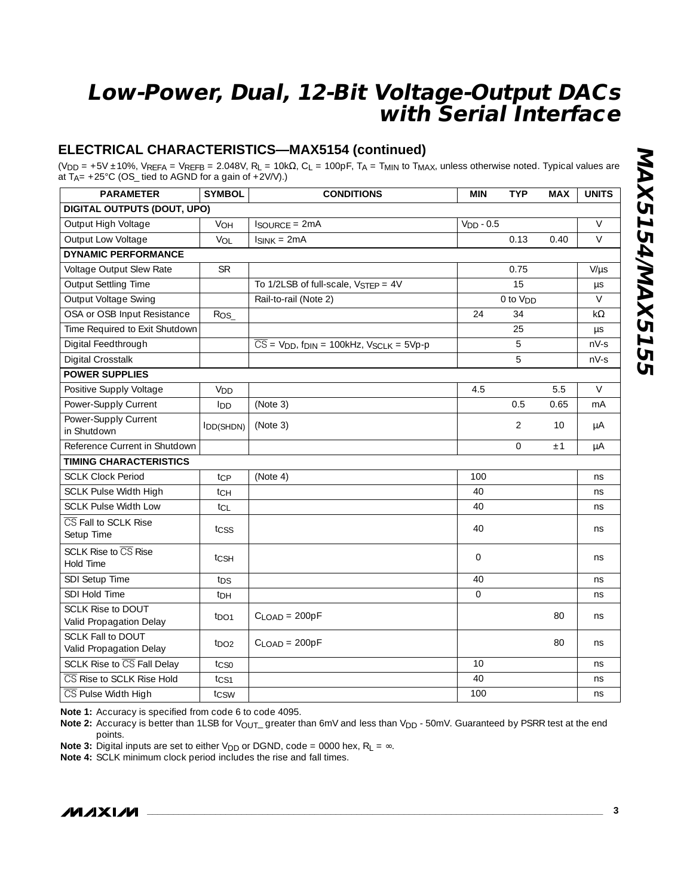## ELECTRICAL CHARACTERISTICS—MAX5154 (continued)

($V_{DD}$ = +5V ±10%, $V_{REFA}$ = $V_{REFB}$ = 2.048V, $R_L$ = 10kΩ, $C_L$ = 100pF, $T_A$ = $T_{MIN}$ to $T_{MAX}$, unless otherwise noted. Typical values are at $T_A$= +25°C (OS_ tied to AGND for a gain of +2V/V).)

| PARAMETER | SYMBOL | CONDITIONS | MIN | TYP | MAX | UNITS |
|---|---|---|---|---|---|---|
| **DIGITAL OUTPUTS (DOUT, UPO)** | | | | | | |
| Output High Voltage | $V_{OH}$ | $I_{SOURCE}$ = 2mA | $V_{DD}$ - 0.5 | | | V |
| Output Low Voltage | $V_{OL}$ | $I_{SINK}$ = 2mA | | 0.13 | 0.40 | V |
| **DYNAMIC PERFORMANCE** | | | | | | |
| Voltage Output Slew Rate | SR | | | 0.75 | | V/µs |
| Output Settling Time | | To 1/2LSB of full-scale, $V_{STEP}$ = 4V | | 15 | | µs |
| Output Voltage Swing | | Rail-to-rail (Note 2) | | 0 to $V_{DD}$ | | V |
| OSA or OSB Input Resistance | $R_{OS\_}$ | | 24 | 34 | | kΩ |
| Time Required to Exit Shutdown | | | | 25 | | µs |
| Digital Feedthrough | | $\overline{CS}$ = $V_{DD}$, $f_{DIN}$ = 100kHz, $V_{SCLK}$ = 5Vp-p | | 5 | | nV-s |
| Digital Crosstalk | | | | 5 | | nV-s |
| **POWER SUPPLIES** | | | | | | |
| Positive Supply Voltage | $V_{DD}$ | | 4.5 | | 5.5 | V |
| Power-Supply Current | $I_{DD}$ | (Note 3) | | 0.5 | 0.65 | mA |
| Power-Supply Current in Shutdown | $I_{DD(SHDN)}$ | (Note 3) | | 2 | 10 | µA |
| Reference Current in Shutdown | | | | 0 | ±1 | µA |
| **TIMING CHARACTERISTICS** | | | | | | |
| SCLK Clock Period | $t_{CP}$ | (Note 4) | 100 | | | ns |
| SCLK Pulse Width High | $t_{CH}$ | | 40 | | | ns |
| SCLK Pulse Width Low | $t_{CL}$ | | 40 | | | ns |
| $\overline{CS}$ Fall to SCLK Rise Setup Time | $t_{CSS}$ | | 40 | | | ns |
| SCLK Rise to $\overline{CS}$ Rise Hold Time | $t_{CSH}$ | | 0 | | | ns |
| SDI Setup Time | $t_{DS}$ | | 40 | | | ns |
| SDI Hold Time | $t_{DH}$ | | 0 | | | ns |
| SCLK Rise to DOUT Valid Propagation Delay | $t_{DO1}$ | $C_{LOAD}$ = 200pF | | | 80 | ns |
| SCLK Fall to DOUT Valid Propagation Delay | $t_{DO2}$ | $C_{LOAD}$ = 200pF | | | 80 | ns |
| SCLK Rise to $\overline{CS}$ Fall Delay | $t_{CS0}$ | | 10 | | | ns |
| $\overline{CS}$ Rise to SCLK Rise Hold | $t_{CS1}$ | | 40 | | | ns |
| $\overline{CS}$ Pulse Width High | $t_{CSW}$ | | 100 | | | ns |

**Note 1:** Accuracy is specified from code 6 to code 4095.

**Note 2:** Accuracy is better than 1LSB for $V_{OUT\_}$ greater than 6mV and less than $V_{DD}$ - 50mV. Guaranteed by PSRR test at the end points.

**Note 3:** Digital inputs are set to either $V_{DD}$ or DGND, code = 0000 hex, $R_L$ = ∞.

**Note 4:** SCLK minimum clock period includes the rise and fall times.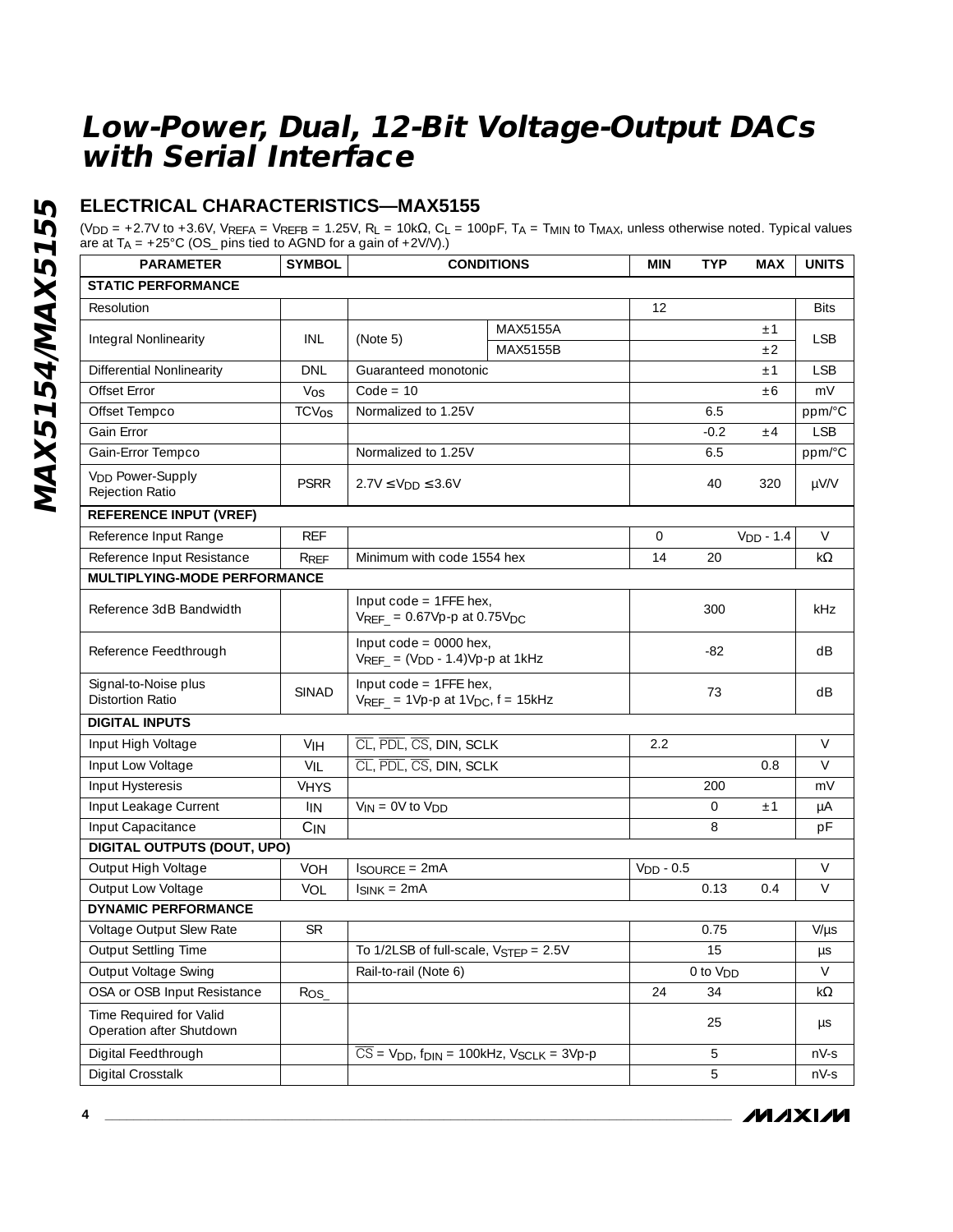## ELECTRICAL CHARACTERISTICS—MAX5155

($V_{DD}$ = +2.7V to +3.6V, $V_{REFA}$ = $V_{REFB}$ = 1.25V, $R_L$ = 10kΩ, $C_L$ = 100pF, $T_A$ = $T_{MIN}$ to $T_{MAX}$, unless otherwise noted. Typical values are at $T_A$ = +25°C (OS_ pins tied to AGND for a gain of +2V/V).)

| PARAMETER | SYMBOL | CONDITIONS | | MIN | TYP | MAX | UNITS |
|---|---|---|---|---|---|---|---|
| **STATIC PERFORMANCE** | | | | | | | |
| Resolution | | | | 12 | | | Bits |
| Integral Nonlinearity | INL | (Note 5) | MAX5155A | | | ±1 | LSB |
| | | | MAX5155B | | | ±2 | |
| Differential Nonlinearity | DNL | Guaranteed monotonic | | | | ±1 | LSB |
| Offset Error | $V_{OS}$ | Code = 10 | | | | ±6 | mV |
| Offset Tempco | $TCV_{OS}$ | Normalized to 1.25V | | | 6.5 | | ppm/°C |
| Gain Error | | | | | -0.2 | ±4 | LSB |
| Gain-Error Tempco | | Normalized to 1.25V | | | 6.5 | | ppm/°C |
| $V_{DD}$ Power-Supply Rejection Ratio | PSRR | 2.7V ≤ $V_{DD}$ ≤ 3.6V | | | 40 | 320 | µV/V |
| **REFERENCE INPUT (VREF)** | | | | | | | |
| Reference Input Range | REF | | | 0 | | $V_{DD}$ - 1.4 | V |
| Reference Input Resistance | $R_{REF}$ | Minimum with code 1554 hex | | 14 | 20 | | kΩ |
| **MULTIPLYING-MODE PERFORMANCE** | | | | | | | |
| Reference 3dB Bandwidth | | Input code = 1FFE hex, $V_{REF\_}$ = 0.67Vp-p at 0.75$V_{DC}$ | | | 300 | | kHz |
| Reference Feedthrough | | Input code = 0000 hex, $V_{REF\_}$ = ($V_{DD}$ - 1.4)Vp-p at 1kHz | | | -82 | | dB |
| Signal-to-Noise plus Distortion Ratio | SINAD | Input code = 1FFE hex, $V_{REF\_}$ = 1Vp-p at 1$V_{DC}$, f = 15kHz | | | 73 | | dB |
| **DIGITAL INPUTS** | | | | | | | |
| Input High Voltage | $V_{IH}$ | $\overline{CL}$, $\overline{PDL}$, $\overline{CS}$, DIN, SCLK | | 2.2 | | | V |
| Input Low Voltage | $V_{IL}$ | $\overline{CL}$, $\overline{PDL}$, $\overline{CS}$, DIN, SCLK | | | | 0.8 | V |
| Input Hysteresis | $V_{HYS}$ | | | | 200 | | mV |
| Input Leakage Current | $I_{IN}$ | $V_{IN}$ = 0V to $V_{DD}$ | | | 0 | ±1 | µA |
| Input Capacitance | $C_{IN}$ | | | | 8 | | pF |
| **DIGITAL OUTPUTS (DOUT, UPO)** | | | | | | | |
| Output High Voltage | $V_{OH}$ | $I_{SOURCE}$ = 2mA | | $V_{DD}$ - 0.5 | | | V |
| Output Low Voltage | $V_{OL}$ | $I_{SINK}$ = 2mA | | | 0.13 | 0.4 | V |
| **DYNAMIC PERFORMANCE** | | | | | | | |
| Voltage Output Slew Rate | SR | | | | 0.75 | | V/µs |
| Output Settling Time | | To 1/2LSB of full-scale, $V_{STEP}$ = 2.5V | | | 15 | | µs |
| Output Voltage Swing | | Rail-to-rail (Note 6) | | | 0 to $V_{DD}$ | | V |
| OSA or OSB Input Resistance | $R_{OS\_}$ | | | 24 | 34 | | kΩ |
| Time Required for Valid Operation after Shutdown | | | | | 25 | | µs |
| Digital Feedthrough | | $\overline{CS}$ = $V_{DD}$, $f_{DIN}$ = 100kHz, $V_{SCLK}$ = 3Vp-p | | | 5 | | nV-s |
| Digital Crosstalk | | | | | 5 | | nV-s |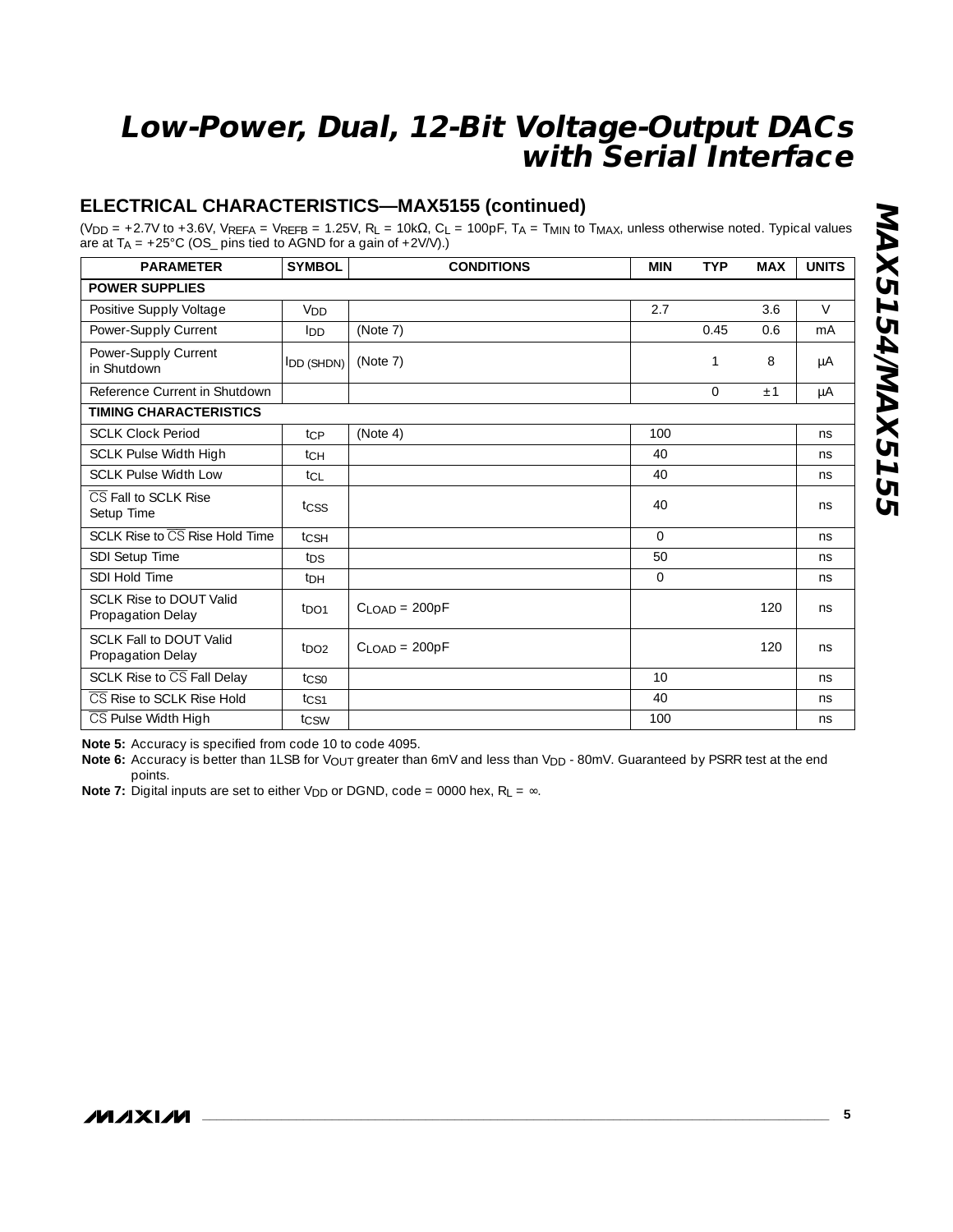## ELECTRICAL CHARACTERISTICS—MAX5155 (continued)

($V_{DD}$ = +2.7V to +3.6V, $V_{REFA}$ = $V_{REFB}$ = 1.25V, $R_L$ = 10kΩ, $C_L$ = 100pF, $T_A$ = $T_{MIN}$ to $T_{MAX}$, unless otherwise noted. Typical values are at $T_A$ = +25°C (OS_ pins tied to AGND for a gain of +2V/V).)

| PARAMETER | SYMBOL | CONDITIONS | MIN | TYP | MAX | UNITS |
|---|---|---|---|---|---|---|
| **POWER SUPPLIES** | | | | | | |
| Positive Supply Voltage | $V_{DD}$ | | 2.7 | | 3.6 | V |
| Power-Supply Current | $I_{DD}$ | (Note 7) | | 0.45 | 0.6 | mA |
| Power-Supply Current in Shutdown | $I_{DD (SHDN)}$ | (Note 7) | | 1 | 8 | µA |
| Reference Current in Shutdown | | | | 0 | ±1 | µA |
| **TIMING CHARACTERISTICS** | | | | | | |
| SCLK Clock Period | $t_{CP}$ | (Note 4) | 100 | | | ns |
| SCLK Pulse Width High | $t_{CH}$ | | 40 | | | ns |
| SCLK Pulse Width Low | $t_{CL}$ | | 40 | | | ns |
| $\overline{CS}$ Fall to SCLK Rise Setup Time | $t_{CSS}$ | | 40 | | | ns |
| SCLK Rise to $\overline{CS}$ Rise Hold Time | $t_{CSH}$ | | 0 | | | ns |
| SDI Setup Time | $t_{DS}$ | | 50 | | | ns |
| SDI Hold Time | $t_{DH}$ | | 0 | | | ns |
| SCLK Rise to DOUT Valid Propagation Delay | $t_{DO1}$ | $C_{LOAD}$ = 200pF | | | 120 | ns |
| SCLK Fall to DOUT Valid Propagation Delay | $t_{DO2}$ | $C_{LOAD}$ = 200pF | | | 120 | ns |
| SCLK Rise to $\overline{CS}$ Fall Delay | $t_{CS0}$ | | 10 | | | ns |
| $\overline{CS}$ Rise to SCLK Rise Hold | $t_{CS1}$ | | 40 | | | ns |
| $\overline{CS}$ Pulse Width High | $t_{CSW}$ | | 100 | | | ns |

**Note 5:** Accuracy is specified from code 10 to code 4095.

**Note 6:** Accuracy is better than 1LSB for $V_{OUT}$ greater than 6mV and less than $V_{DD}$ - 80mV. Guaranteed by PSRR test at the end points.

**Note 7:** Digital inputs are set to either $V_{DD}$ or DGND, code = 0000 hex, $R_L$ = ∞.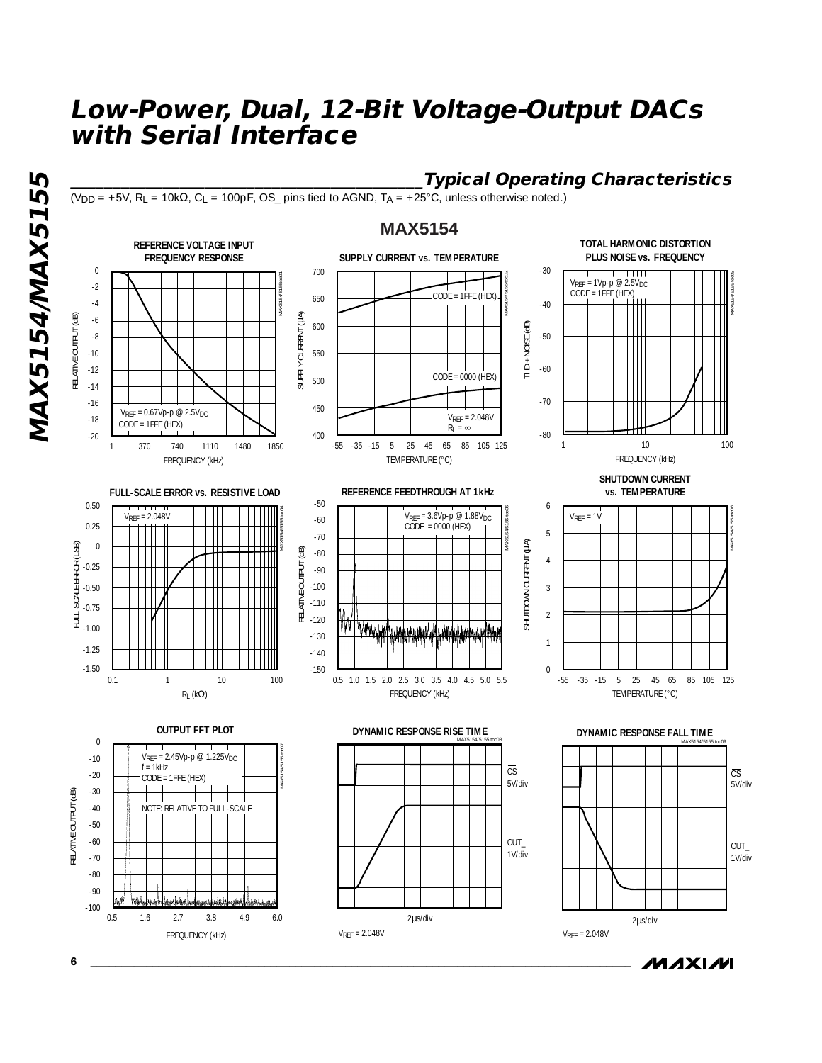## Typical Operating Characteristics

($V_{DD}$ = +5V, $R_L$ = 10kΩ, $C_L$ = 100pF, OS_ pins tied to AGND, $T_A$ = +25°C, unless otherwise noted.)

### MAX5154

**REFERENCE VOLTAGE INPUT FREQUENCY RESPONSE**

$V_{REF}$ = 0.67Vp-p @ 2.5$V_{DC}$
CODE = 1FFE (HEX)

**SUPPLY CURRENT vs. TEMPERATURE**

CODE = 1FFE (HEX)
CODE = 0000 (HEX)
$V_{REF}$ = 2.048V
$R_L$ = ∞

**TOTAL HARMONIC DISTORTION PLUS NOISE vs. FREQUENCY**

$V_{REF}$ = 1Vp-p @ 2.5$V_{DC}$
CODE = 1FFE (HEX)

**FULL-SCALE ERROR vs. RESISTIVE LOAD**

$V_{REF}$ = 2.048V

**REFERENCE FEEDTHROUGH AT 1kHz**

$V_{REF}$ = 3.6Vp-p @ 1.88$V_{DC}$
CODE = 0000 (HEX)

**SHUTDOWN CURRENT vs. TEMPERATURE**

$V_{REF}$ = 1V

**OUTPUT FFT PLOT**

$V_{REF}$ = 2.45Vp-p @ 1.225$V_{DC}$
f = 1kHz
CODE = 1FFE (HEX)
NOTE: RELATIVE TO FULL-SCALE

**DYNAMIC RESPONSE RISE TIME**

CS 5V/div
OUT_ 1V/div
2µs/div
$V_{REF}$ = 2.048V

**DYNAMIC RESPONSE FALL TIME**

CS 5V/div
OUT_ 1V/div
2µs/div
$V_{REF}$ = 2.048V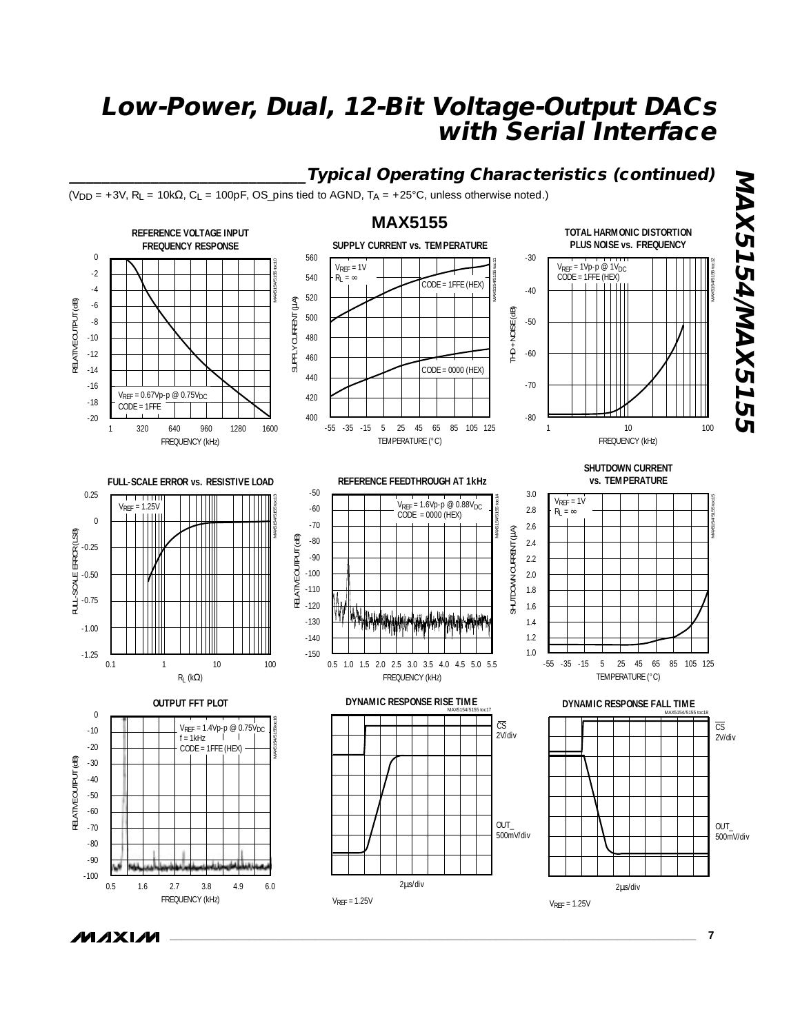## Typical Operating Characteristics (continued)

($V_{DD}$ = +3V, $R_L$ = 10kΩ, $C_L$ = 100pF, OS_pins tied to AGND, $T_A$ = +25°C, unless otherwise noted.)

### MAX5155

**REFERENCE VOLTAGE INPUT FREQUENCY RESPONSE**

$V_{REF}$ = 0.67Vp-p @ 0.75$V_{DC}$
CODE = 1FFE

RELATIVE OUTPUT (dB) vs. FREQUENCY (kHz)

**SUPPLY CURRENT vs. TEMPERATURE**

$V_{REF}$ = 1V
$R_L$ = ∞
CODE = 1FFE (HEX)
CODE = 0000 (HEX)

SUPPLY CURRENT (µA) vs. TEMPERATURE (°C)

**TOTAL HARMONIC DISTORTION PLUS NOISE vs. FREQUENCY**

$V_{REF}$ = 1Vp-p @ 1$V_{DC}$
CODE = 1FFE (HEX)

THD + NOISE (dB) vs. FREQUENCY (kHz)

**FULL-SCALE ERROR vs. RESISTIVE LOAD**

$V_{REF}$ = 1.25V

FULL-SCALE ERROR (LSB) vs. $R_L$ (kΩ)

**REFERENCE FEEDTHROUGH AT 1kHz**

$V_{REF}$ = 1.6Vp-p @ 0.88$V_{DC}$
CODE = 0000 (HEX)

RELATIVE OUTPUT (dB) vs. FREQUENCY (kHz)

**SHUTDOWN CURRENT vs. TEMPERATURE**

$V_{REF}$ = 1V
$R_L$ = ∞

SHUTDOWN CURRENT (µA) vs. TEMPERATURE (°C)

**OUTPUT FFT PLOT**

$V_{REF}$ = 1.4Vp-p @ 0.75$V_{DC}$
f = 1kHz
CODE = 1FFE (HEX)

RELATIVE OUTPUT (dB) vs. FREQUENCY (kHz)

**DYNAMIC RESPONSE RISE TIME**

CS 2V/div
OUT_ 500mV/div
2µs/div

$V_{REF}$ = 1.25V

**DYNAMIC RESPONSE FALL TIME**

CS 2V/div
OUT_ 500mV/div
2µs/div

$V_{REF}$ = 1.25V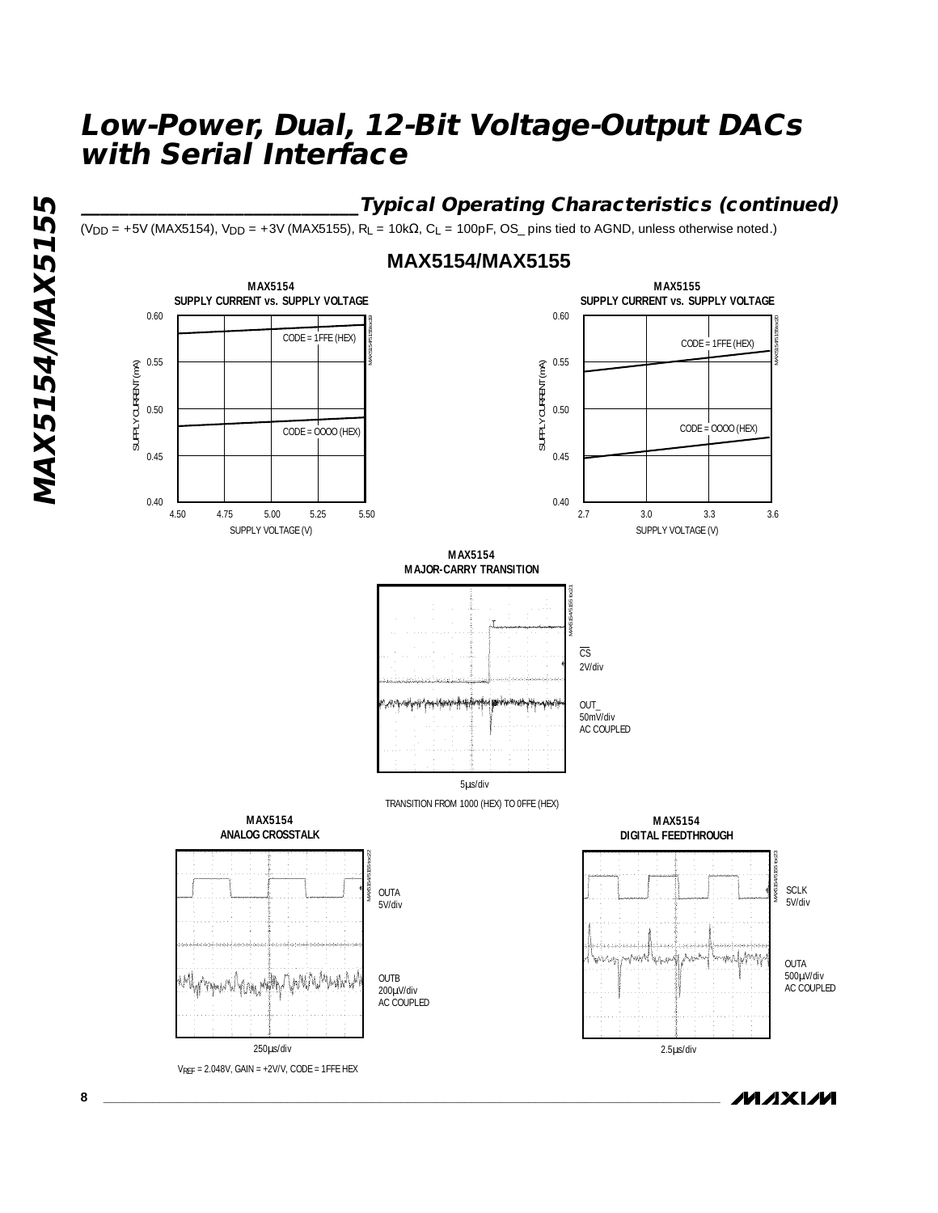## Typical Operating Characteristics (continued)

($V_{DD}$ = +5V (MAX5154), $V_{DD}$ = +3V (MAX5155), $R_L$ = 10kΩ, $C_L$ = 100pF, OS_ pins tied to AGND, unless otherwise noted.)

### MAX5154/MAX5155

**MAX5154 SUPPLY CURRENT vs. SUPPLY VOLTAGE**

SUPPLY CURRENT (mA): 0.40, 0.45, 0.50, 0.55, 0.60

SUPPLY VOLTAGE (V): 4.50, 4.75, 5.00, 5.25, 5.50

CODE = 1FFE (HEX)

CODE = 0000 (HEX)

**MAX5155 SUPPLY CURRENT vs. SUPPLY VOLTAGE**

SUPPLY CURRENT (mA): 0.40, 0.45, 0.50, 0.55, 0.60

SUPPLY VOLTAGE (V): 2.7, 3.0, 3.3, 3.6

CODE = 1FFE (HEX)

CODE = 0000 (HEX)

**MAX5154 MAJOR-CARRY TRANSITION**

$\overline{CS}$ 2V/div

OUT_ 50mV/div AC COUPLED

5µs/div

TRANSITION FROM 1000 (HEX) TO 0FFE (HEX)

**MAX5154 ANALOG CROSSTALK**

OUTA 5V/div

OUTB 200µV/div AC COUPLED

250µs/div

$V_{REF}$ = 2.048V, GAIN = +2V/V, CODE = 1FFE HEX

**MAX5154 DIGITAL FEEDTHROUGH**

SCLK 5V/div

OUTA 500µV/div AC COUPLED

2.5µs/div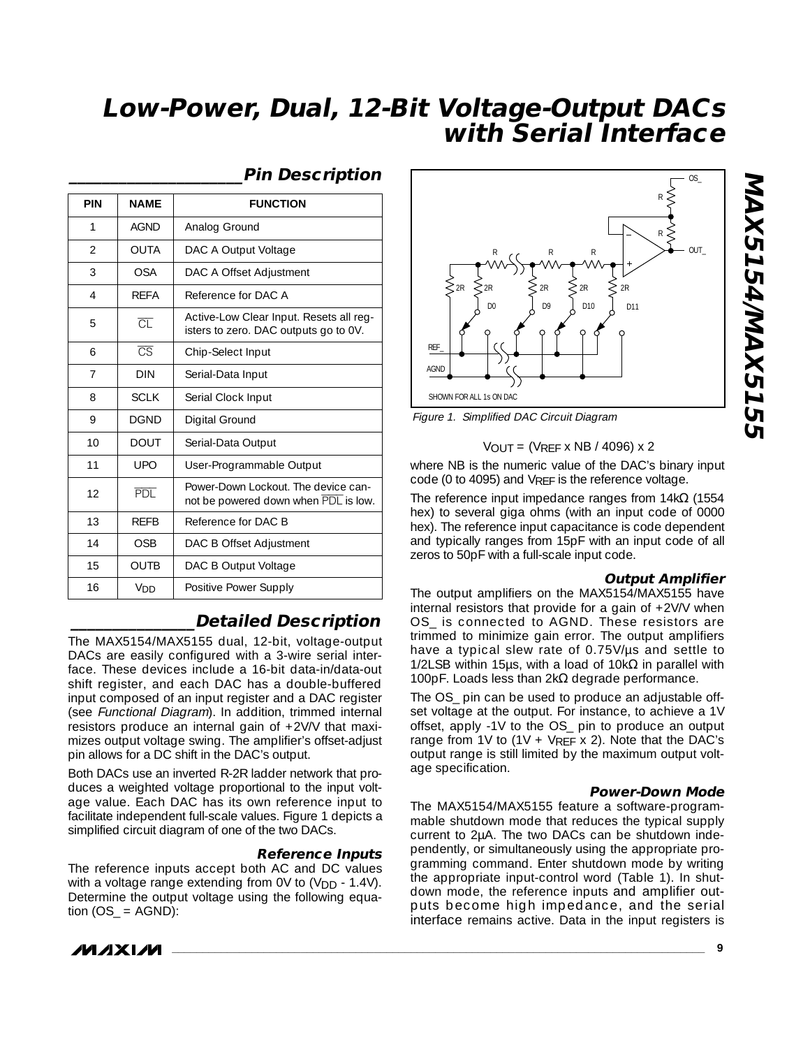## Pin Description

| PIN | NAME | FUNCTION |
|---|---|---|
| 1 | AGND | Analog Ground |
| 2 | OUTA | DAC A Output Voltage |
| 3 | OSA | DAC A Offset Adjustment |
| 4 | REFA | Reference for DAC A |
| 5 | $\overline{CL}$ | Active-Low Clear Input. Resets all registers to zero. DAC outputs go to 0V. |
| 6 | $\overline{CS}$ | Chip-Select Input |
| 7 | DIN | Serial-Data Input |
| 8 | SCLK | Serial Clock Input |
| 9 | DGND | Digital Ground |
| 10 | DOUT | Serial-Data Output |
| 11 | UPO | User-Programmable Output |
| 12 | $\overline{PDL}$ | Power-Down Lockout. The device cannot be powered down when $\overline{PDL}$ is low. |
| 13 | REFB | Reference for DAC B |
| 14 | OSB | DAC B Offset Adjustment |
| 15 | OUTB | DAC B Output Voltage |
| 16 | $V_{DD}$ | Positive Power Supply |

## Detailed Description

The MAX5154/MAX5155 dual, 12-bit, voltage-output DACs are easily configured with a 3-wire serial interface. These devices include a 16-bit data-in/data-out shift register, and each DAC has a double-buffered input composed of an input register and a DAC register (see *Functional Diagram*). In addition, trimmed internal resistors produce an internal gain of +2V/V that maximizes output voltage swing. The amplifier's offset-adjust pin allows for a DC shift in the DAC's output.

Both DACs use an inverted R-2R ladder network that produces a weighted voltage proportional to the input voltage value. Each DAC has its own reference input to facilitate independent full-scale values. Figure 1 depicts a simplified circuit diagram of one of the two DACs.

### Reference Inputs

The reference inputs accept both AC and DC values with a voltage range extending from 0V to ($V_{DD}$ - 1.4V). Determine the output voltage using the following equation (OS_ = AGND):

Figure 1. Simplified DAC Circuit Diagram

$$V_{OUT} = (V_{REF} \times NB / 4096) \times 2$$

where NB is the numeric value of the DAC's binary input code (0 to 4095) and $V_{REF}$ is the reference voltage.

The reference input impedance ranges from 14kΩ (1554 hex) to several giga ohms (with an input code of 0000 hex). The reference input capacitance is code dependent and typically ranges from 15pF with an input code of all zeros to 50pF with a full-scale input code.

### Output Amplifier

The output amplifiers on the MAX5154/MAX5155 have internal resistors that provide for a gain of +2V/V when OS_ is connected to AGND. These resistors are trimmed to minimize gain error. The output amplifiers have a typical slew rate of 0.75V/µs and settle to 1/2LSB within 15µs, with a load of 10kΩ in parallel with 100pF. Loads less than 2kΩ degrade performance.

The OS_ pin can be used to produce an adjustable offset voltage at the output. For instance, to achieve a 1V offset, apply -1V to the OS_ pin to produce an output range from 1V to (1V + $V_{REF}$ x 2). Note that the DAC's output range is still limited by the maximum output voltage specification.

### Power-Down Mode

The MAX5154/MAX5155 feature a software-programmable shutdown mode that reduces the typical supply current to 2µA. The two DACs can be shutdown independently, or simultaneously using the appropriate programming command. Enter shutdown mode by writing the appropriate input-control word (Table 1). In shutdown mode, the reference inputs and amplifier outputs become high impedance, and the serial interface remains active. Data in the input registers is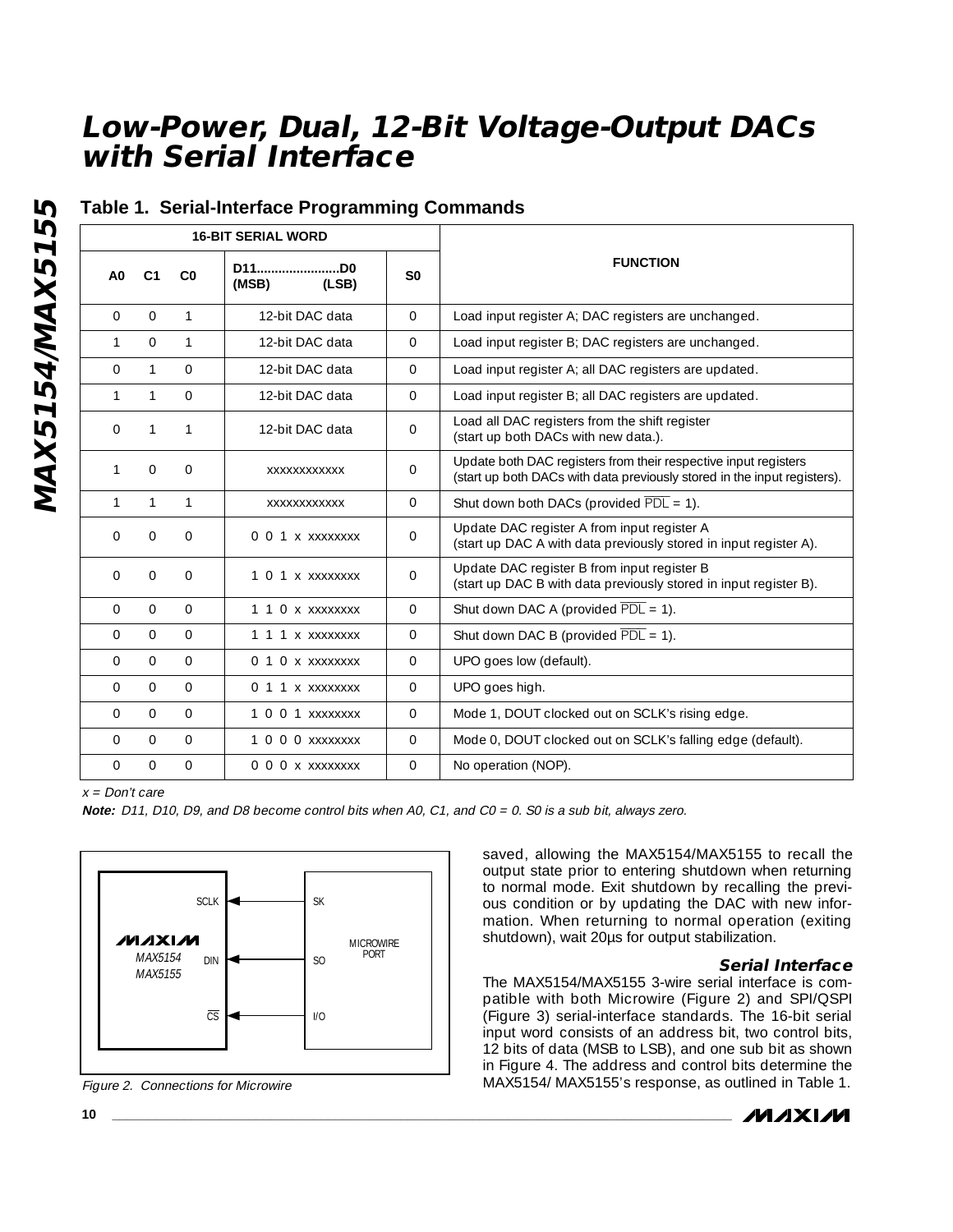## Table 1. Serial-Interface Programming Commands

| 16-BIT SERIAL WORD | | | | | FUNCTION |
|---|---|---|---|---|---|
| A0 | C1 | C0 | D11.......................D0 (MSB) (LSB) | S0 | |
| 0 | 0 | 1 | 12-bit DAC data | 0 | Load input register A; DAC registers are unchanged. |
| 1 | 0 | 1 | 12-bit DAC data | 0 | Load input register B; DAC registers are unchanged. |
| 0 | 1 | 0 | 12-bit DAC data | 0 | Load input register A; all DAC registers are updated. |
| 1 | 1 | 0 | 12-bit DAC data | 0 | Load input register B; all DAC registers are updated. |
| 0 | 1 | 1 | 12-bit DAC data | 0 | Load all DAC registers from the shift register (start up both DACs with new data.). |
| 1 | 0 | 0 | xxxxxxxxxxxx | 0 | Update both DAC registers from their respective input registers (start up both DACs with data previously stored in the input registers). |
| 1 | 1 | 1 | xxxxxxxxxxxx | 0 | Shut down both DACs (provided $\overline{PDL}$ = 1). |
| 0 | 0 | 0 | 0 0 1 x xxxxxxxx | 0 | Update DAC register A from input register A (start up DAC A with data previously stored in input register A). |
| 0 | 0 | 0 | 1 0 1 x xxxxxxxx | 0 | Update DAC register B from input register B (start up DAC B with data previously stored in input register B). |
| 0 | 0 | 0 | 1 1 0 x xxxxxxxx | 0 | Shut down DAC A (provided $\overline{PDL}$ = 1). |
| 0 | 0 | 0 | 1 1 1 x xxxxxxxx | 0 | Shut down DAC B (provided $\overline{PDL}$ = 1). |
| 0 | 0 | 0 | 0 1 0 x xxxxxxxx | 0 | UPO goes low (default). |
| 0 | 0 | 0 | 0 1 1 x xxxxxxxx | 0 | UPO goes high. |
| 0 | 0 | 0 | 1 0 0 1 xxxxxxxx | 0 | Mode 1, DOUT clocked out on SCLK's rising edge. |
| 0 | 0 | 0 | 1 0 0 0 xxxxxxxx | 0 | Mode 0, DOUT clocked out on SCLK's falling edge (default). |
| 0 | 0 | 0 | 0 0 0 x xxxxxxxx | 0 | No operation (NOP). |

*x = Don't care*

***Note:*** *D11, D10, D9, and D8 become control bits when A0, C1, and C0 = 0. S0 is a sub bit, always zero.*

*Figure 2. Connections for Microwire*

saved, allowing the MAX5154/MAX5155 to recall the output state prior to entering shutdown when returning to normal mode. Exit shutdown by recalling the previous condition or by updating the DAC with new information. When returning to normal operation (exiting shutdown), wait 20µs for output stabilization.

### Serial Interface

The MAX5154/MAX5155 3-wire serial interface is compatible with both Microwire (Figure 2) and SPI/QSPI (Figure 3) serial-interface standards. The 16-bit serial input word consists of an address bit, two control bits, 12 bits of data (MSB to LSB), and one sub bit as shown in Figure 4. The address and control bits determine the MAX5154/ MAX5155's response, as outlined in Table 1.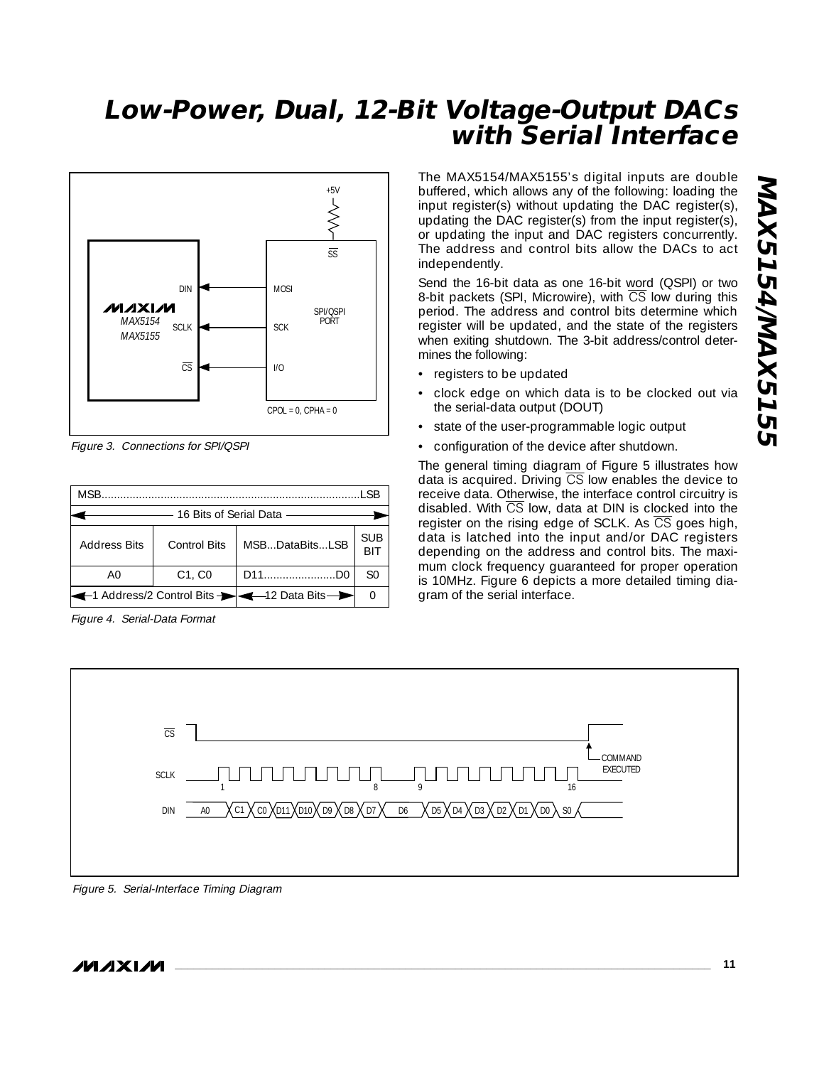Figure 3. Connections for SPI/QSPI

| MSB...LSB | | | |
|---|---|---|---|
| 16 Bits of Serial Data | | | |
| Address Bits | Control Bits | MSB...DataBits...LSB | SUB BIT |
| A0 | C1, C0 | D11.......D0 | S0 |
| 1 Address/2 Control Bits | | 12 Data Bits | 0 |

Figure 4. Serial-Data Format

The MAX5154/MAX5155's digital inputs are double buffered, which allows any of the following: loading the input register(s) without updating the DAC register(s), updating the DAC register(s) from the input register(s), or updating the input and DAC registers concurrently. The address and control bits allow the DACs to act independently.

Send the 16-bit data as one 16-bit word (QSPI) or two 8-bit packets (SPI, Microwire), with $\overline{CS}$ low during this period. The address and control bits determine which register will be updated, and the state of the registers when exiting shutdown. The 3-bit address/control determines the following:

- registers to be updated
- clock edge on which data is to be clocked out via the serial-data output (DOUT)
- state of the user-programmable logic output
- configuration of the device after shutdown.

The general timing diagram of Figure 5 illustrates how data is acquired. Driving $\overline{CS}$ low enables the device to receive data. Otherwise, the interface control circuitry is disabled. With $\overline{CS}$ low, data at DIN is clocked into the register on the rising edge of SCLK. As $\overline{CS}$ goes high, data is latched into the input and/or DAC registers depending on the address and control bits. The maximum clock frequency guaranteed for proper operation is 10MHz. Figure 6 depicts a more detailed timing diagram of the serial interface.

Figure 5. Serial-Interface Timing Diagram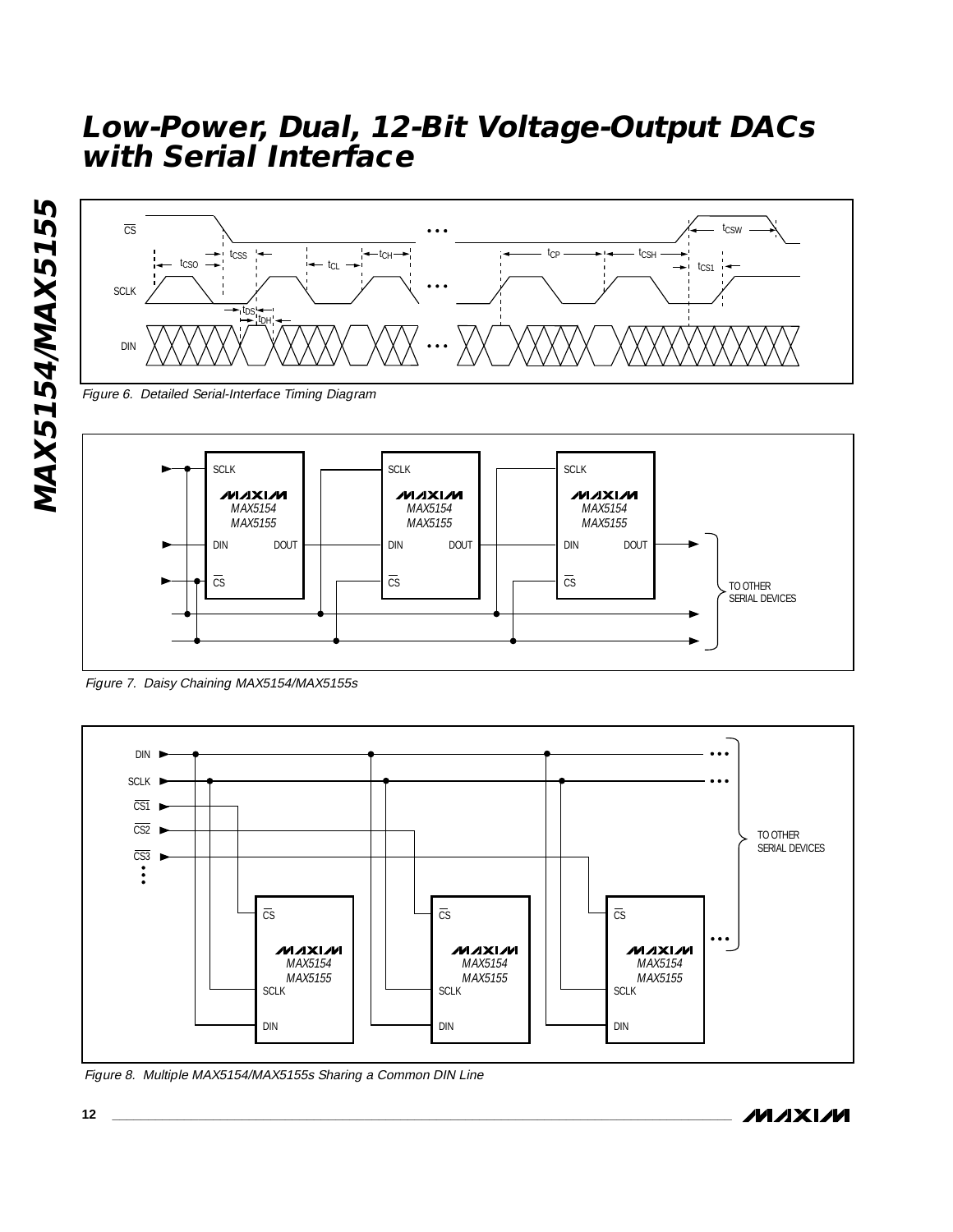Figure 6. Detailed Serial-Interface Timing Diagram

Figure 7. Daisy Chaining MAX5154/MAX5155s

Figure 8. Multiple MAX5154/MAX5155s Sharing a Common DIN Line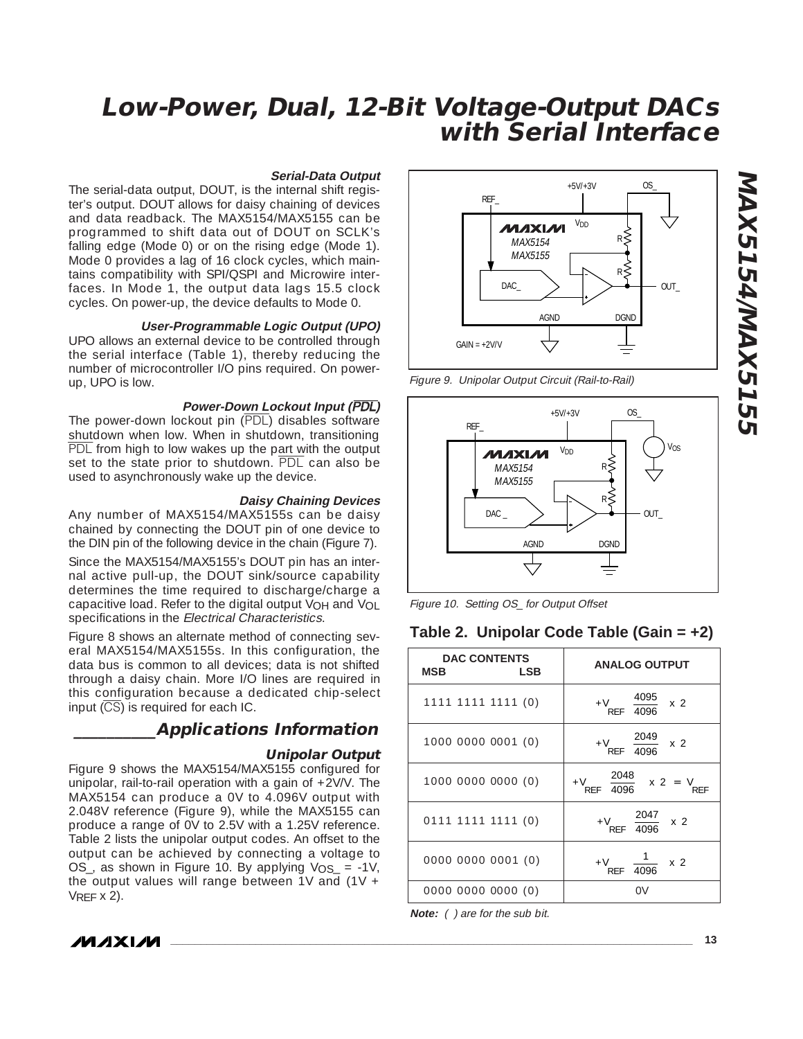### Serial-Data Output

The serial-data output, DOUT, is the internal shift register's output. DOUT allows for daisy chaining of devices and data readback. The MAX5154/MAX5155 can be programmed to shift data out of DOUT on SCLK's falling edge (Mode 0) or on the rising edge (Mode 1). Mode 0 provides a lag of 16 clock cycles, which maintains compatibility with SPI/QSPI and Microwire interfaces. In Mode 1, the output data lags 15.5 clock cycles. On power-up, the device defaults to Mode 0.

### User-Programmable Logic Output (UPO)

UPO allows an external device to be controlled through the serial interface (Table 1), thereby reducing the number of microcontroller I/O pins required. On power-up, UPO is low.

### Power-Down Lockout Input ($\overline{PDL}$)

The power-down lockout pin ($\overline{PDL}$) disables software shutdown when low. When in shutdown, transitioning $\overline{PDL}$ from high to low wakes up the part with the output set to the state prior to shutdown. $\overline{PDL}$ can also be used to asynchronously wake up the device.

### Daisy Chaining Devices

Any number of MAX5154/MAX5155s can be daisy chained by connecting the DOUT pin of one device to the DIN pin of the following device in the chain (Figure 7).

Since the MAX5154/MAX5155's DOUT pin has an internal active pull-up, the DOUT sink/source capability determines the time required to discharge/charge a capacitive load. Refer to the digital output $V_{OH}$ and $V_{OL}$ specifications in the *Electrical Characteristics*.

Figure 8 shows an alternate method of connecting several MAX5154/MAX5155s. In this configuration, the data bus is common to all devices; data is not shifted through a daisy chain. More I/O lines are required in this configuration because a dedicated chip-select input ($\overline{CS}$) is required for each IC.

## Applications Information

### Unipolar Output

Figure 9 shows the MAX5154/MAX5155 configured for unipolar, rail-to-rail operation with a gain of +2V/V. The MAX5154 can produce a 0V to 4.096V output with 2.048V reference (Figure 9), while the MAX5155 can produce a range of 0V to 2.5V with a 1.25V reference. Table 2 lists the unipolar output codes. An offset to the output can be achieved by connecting a voltage to OS_, as shown in Figure 10. By applying $V_{OS\_}$ = -1V, the output values will range between 1V and (1V + $V_{REF}$ x 2).

*Figure 9. Unipolar Output Circuit (Rail-to-Rail)*

*Figure 10. Setting OS_ for Output Offset*

### Table 2. Unipolar Code Table (Gain = +2)

| DAC CONTENTS MSB … LSB | ANALOG OUTPUT |
|---|---|
| 1111 1111 1111 (0) | $+V_{REF} \frac{4095}{4096} \times 2$ |
| 1000 0000 0001 (0) | $+V_{REF} \frac{2049}{4096} \times 2$ |
| 1000 0000 0000 (0) | $+V_{REF} \frac{2048}{4096} \times 2 = V_{REF}$ |
| 0111 1111 1111 (0) | $+V_{REF} \frac{2047}{4096} \times 2$ |
| 0000 0000 0001 (0) | $+V_{REF} \frac{1}{4096} \times 2$ |
| 0000 0000 0000 (0) | 0V |

***Note:*** *( ) are for the sub bit.*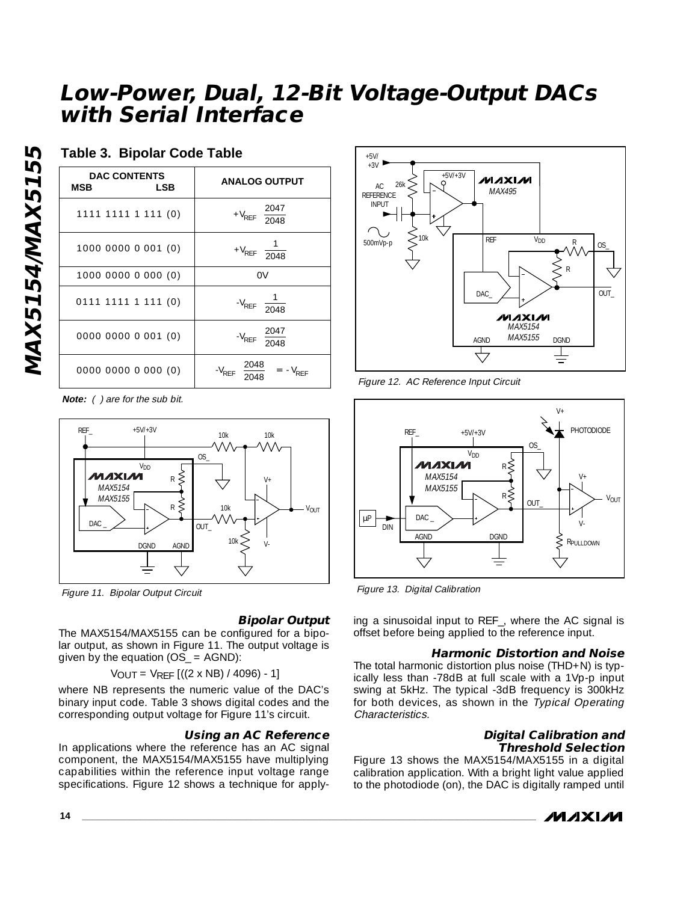## Table 3. Bipolar Code Table

| DAC CONTENTS MSB LSB | ANALOG OUTPUT |
|---|---|
| 1111 1111 1 111 (0) | $+V_{REF}\ \frac{2047}{2048}$ |
| 1000 0000 0 001 (0) | $+V_{REF}\ \frac{1}{2048}$ |
| 1000 0000 0 000 (0) | 0V |
| 0111 1111 1 111 (0) | $-V_{REF}\ \frac{1}{2048}$ |
| 0000 0000 0 001 (0) | $-V_{REF}\ \frac{2047}{2048}$ |
| 0000 0000 0 000 (0) | $-V_{REF}\ \frac{2048}{2048} = -V_{REF}$ |

***Note:*** *( ) are for the sub bit.*

*Figure 11. Bipolar Output Circuit*

*Figure 12. AC Reference Input Circuit*

*Figure 13. Digital Calibration*

### Bipolar Output

The MAX5154/MAX5155 can be configured for a bipolar output, as shown in Figure 11. The output voltage is given by the equation (OS_ = AGND):

$$V_{OUT} = V_{REF}\ [((2 \times NB) / 4096) - 1]$$

where NB represents the numeric value of the DAC's binary input code. Table 3 shows digital codes and the corresponding output voltage for Figure 11's circuit.

### Using an AC Reference

In applications where the reference has an AC signal component, the MAX5154/MAX5155 have multiplying capabilities within the reference input voltage range specifications. Figure 12 shows a technique for applying a sinusoidal input to REF_, where the AC signal is offset before being applied to the reference input.

### Harmonic Distortion and Noise

The total harmonic distortion plus noise (THD+N) is typically less than -78dB at full scale with a 1Vp-p input swing at 5kHz. The typical -3dB frequency is 300kHz for both devices, as shown in the *Typical Operating Characteristics.*

### Digital Calibration and Threshold Selection

Figure 13 shows the MAX5154/MAX5155 in a digital calibration application. With a bright light value applied to the photodiode (on), the DAC is digitally ramped until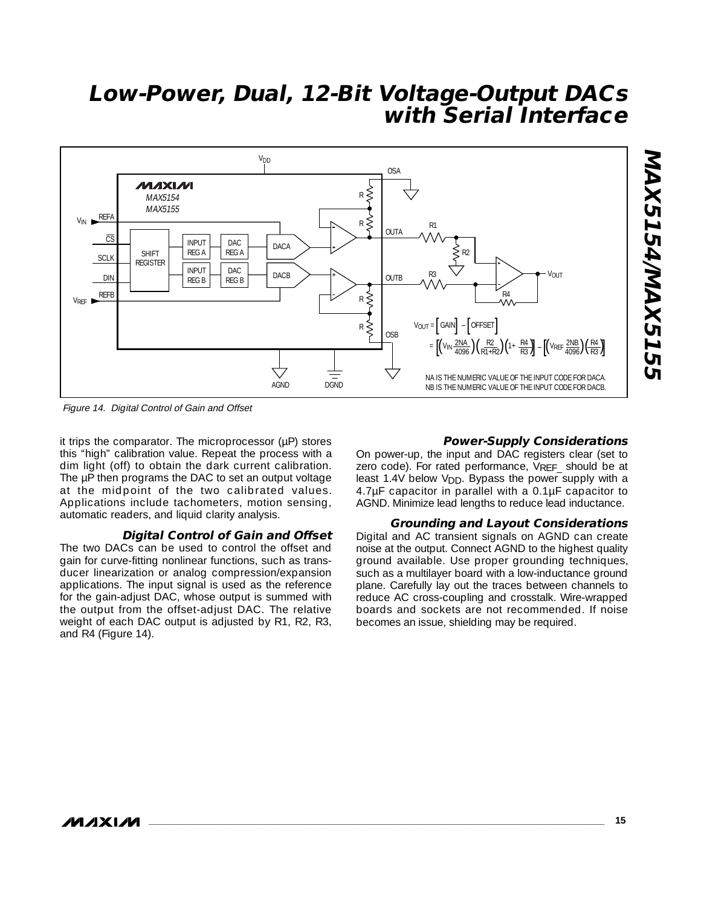Figure 14. Digital Control of Gain and Offset

it trips the comparator. The microprocessor (µP) stores this "high" calibration value. Repeat the process with a dim light (off) to obtain the dark current calibration. The µP then programs the DAC to set an output voltage at the midpoint of the two calibrated values. Applications include tachometers, motion sensing, automatic readers, and liquid clarity analysis.

### Digital Control of Gain and Offset

The two DACs can be used to control the offset and gain for curve-fitting nonlinear functions, such as transducer linearization or analog compression/expansion applications. The input signal is used as the reference for the gain-adjust DAC, whose output is summed with the output from the offset-adjust DAC. The relative weight of each DAC output is adjusted by R1, R2, R3, and R4 (Figure 14).

### Power-Supply Considerations

On power-up, the input and DAC registers clear (set to zero code). For rated performance, $V_{REF\_}$ should be at least 1.4V below $V_{DD}$. Bypass the power supply with a 4.7µF capacitor in parallel with a 0.1µF capacitor to AGND. Minimize lead lengths to reduce lead inductance.

### Grounding and Layout Considerations

Digital and AC transient signals on AGND can create noise at the output. Connect AGND to the highest quality ground available. Use proper grounding techniques, such as a multilayer board with a low-inductance ground plane. Carefully lay out the traces between channels to reduce AC cross-coupling and crosstalk. Wire-wrapped boards and sockets are not recommended. If noise becomes an issue, shielding may be required.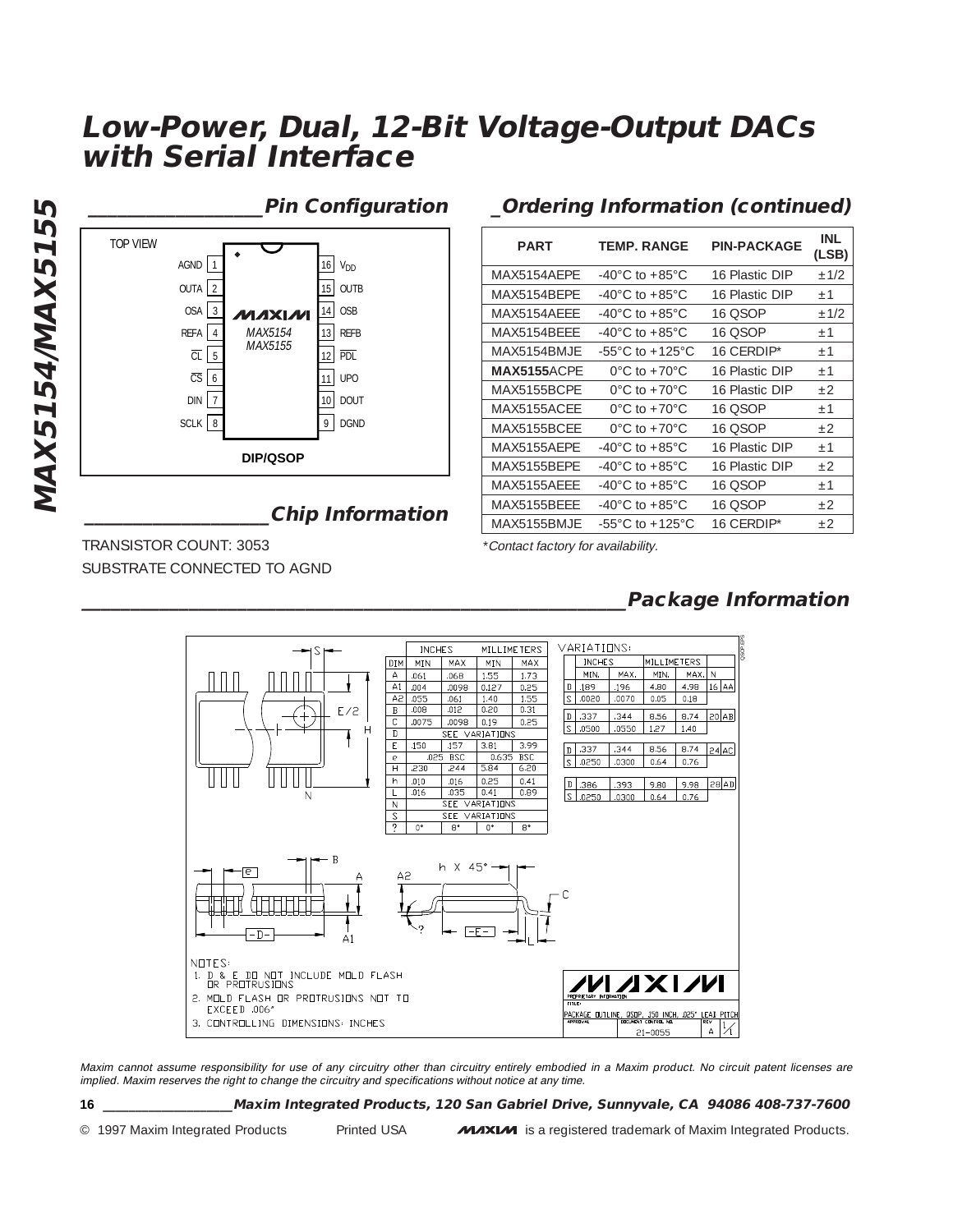# Low-Power, Dual, 12-Bit Voltage-Output DACs with Serial Interface

## Pin Configuration

TOP VIEW

| Pin | Name | | Pin | Name |
|---|---|---|---|---|
| 1 | AGND | | 16 | $V_{DD}$ |
| 2 | OUTA | | 15 | OUTB |
| 3 | OSA | | 14 | OSB |
| 4 | REFA | | 13 | REFB |
| 5 | $\overline{CL}$ | | 12 | $\overline{PDL}$ |
| 6 | $\overline{CS}$ | | 11 | UPO |
| 7 | DIN | | 10 | DOUT |
| 8 | SCLK | | 9 | DGND |

MAXIM MAX5154 MAX5155

DIP/QSOP

## Chip Information

TRANSISTOR COUNT: 3053

SUBSTRATE CONNECTED TO AGND

## Ordering Information (continued)

| PART | TEMP. RANGE | PIN-PACKAGE | INL (LSB) |
|---|---|---|---|
| MAX5154AEPE | -40°C to +85°C | 16 Plastic DIP | ±1/2 |
| MAX5154BEPE | -40°C to +85°C | 16 Plastic DIP | ±1 |
| MAX5154AEEE | -40°C to +85°C | 16 QSOP | ±1/2 |
| MAX5154BEEE | -40°C to +85°C | 16 QSOP | ±1 |
| MAX5154BMJE | -55°C to +125°C | 16 CERDIP* | ±1 |
| **MAX5155**ACPE | 0°C to +70°C | 16 Plastic DIP | ±1 |
| MAX5155BCPE | 0°C to +70°C | 16 Plastic DIP | ±2 |
| MAX5155ACEE | 0°C to +70°C | 16 QSOP | ±1 |
| MAX5155BCEE | 0°C to +70°C | 16 QSOP | ±2 |
| MAX5155AEPE | -40°C to +85°C | 16 Plastic DIP | ±1 |
| MAX5155BEPE | -40°C to +85°C | 16 Plastic DIP | ±2 |
| MAX5155AEEE | -40°C to +85°C | 16 QSOP | ±1 |
| MAX5155BEEE | -40°C to +85°C | 16 QSOP | ±2 |
| MAX5155BMJE | -55°C to +125°C | 16 CERDIP* | ±2 |

*Contact factory for availability.*

## Package Information

| DIM | INCHES MIN | INCHES MAX | MILLIMETERS MIN | MILLIMETERS MAX |
|---|---|---|---|---|
| A | .061 | .068 | 1.55 | 1.73 |
| A1 | .004 | .0098 | 0.127 | 0.25 |
| A2 | .055 | .061 | 1.40 | 1.55 |
| B | .008 | .012 | 0.20 | 0.31 |
| C | .0075 | .0098 | 0.19 | 0.25 |
| D | SEE VARIATIONS | | | |
| E | .150 | .157 | 3.81 | 3.99 |
| e | .025 BSC | | 0.635 BSC | |
| H | .230 | .244 | 5.84 | 6.20 |
| h | .010 | .016 | 0.25 | 0.41 |
| L | .016 | .035 | 0.41 | 0.89 |
| N | SEE VARIATIONS | | | |
| S | SEE VARIATIONS | | | |
| ? | 0° | 8° | 0° | 8° |

VARIATIONS:

| | INCHES MIN. | INCHES MAX. | MILLIMETERS MIN. | MILLIMETERS MAX. | N | |
|---|---|---|---|---|---|---|
| D | .189 | .196 | 4.80 | 4.98 | 16 | AA |
| S | .0020 | .0070 | 0.05 | 0.18 | | |
| D | .337 | .344 | 8.56 | 8.74 | 20 | AB |
| S | .0500 | .0550 | 1.27 | 1.40 | | |
| D | .337 | .344 | 8.56 | 8.74 | 24 | AC |
| S | .0250 | .0300 | 0.64 | 0.76 | | |
| D | .386 | .393 | 9.80 | 9.98 | 28 | AD |
| S | .0250 | .0300 | 0.64 | 0.76 | | |

NOTES:
1. D & E DO NOT INCLUDE MOLD FLASH OR PROTRUSIONS
2. MOLD FLASH OR PROTRUSIONS NOT TO EXCEED .006"
3. CONTROLLING DIMENSIONS: INCHES

MAXIM — PACKAGE OUTLINE, QSOP, .150 INCH, .025" LEAD PITCH — DOCUMENT CONTROL NO. 21-0055 — REV A — 1/1

*Maxim cannot assume responsibility for use of any circuitry other than circuitry entirely embodied in a Maxim product. No circuit patent licenses are implied. Maxim reserves the right to change the circuitry and specifications without notice at any time.*

**Maxim Integrated Products, 120 San Gabriel Drive, Sunnyvale, CA 94086 408-737-7600**

© 1997 Maxim Integrated Products Printed USA MAXIM is a registered trademark of Maxim Integrated Products.